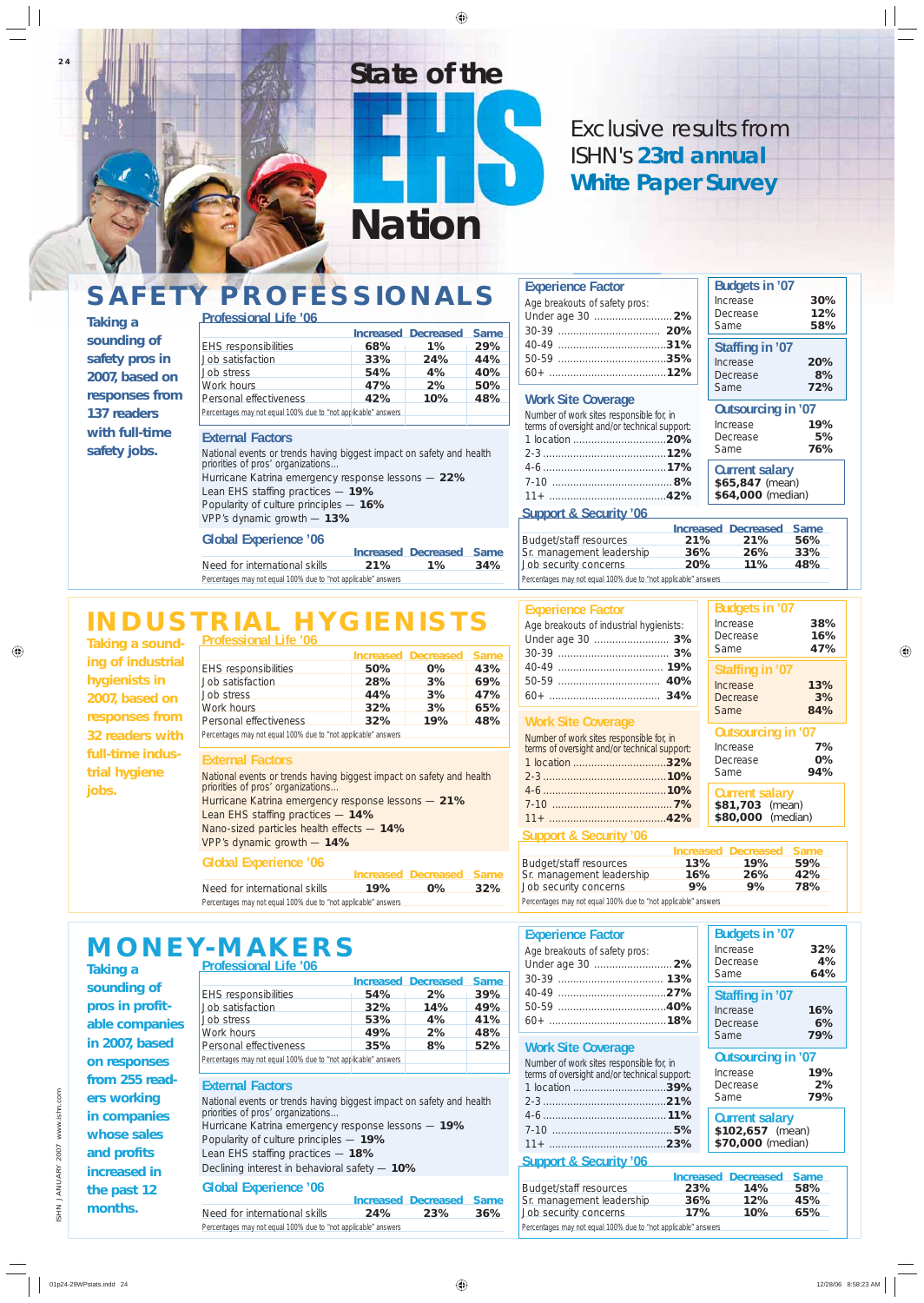# State of the EHS Nation

Exclusive results from ISHN's **23rd annual White Paper Survey**

## SAFETY PROFESSIONALS

**Taking a sounding of safety pros in 2007, based on responses from 137 readers with full-time safety jobs.**

### Professional Life '06

| | Increased | Decreased | Same |
|---|---|---|---|
| EHS responsibilities | 68% | 1% | 29% |
| Job satisfaction | 33% | 24% | 44% |
| Job stress | 54% | 4% | 40% |
| Work hours | 47% | 2% | 50% |
| Personal effectiveness | 42% | 10% | 48% |

Percentages may not equal 100% due to "not applicable" answers

### External Factors

National events or trends having biggest impact on safety and health priorities of pros' organizations...

- Hurricane Katrina emergency response lessons — **22%**
- Lean EHS staffing practices — **19%**
- Popularity of culture principles — **16%**
- VPP's dynamic growth — **13%**

### Global Experience '06

| | Increased | Decreased | Same |
|---|---|---|---|
| Need for international skills | 21% | 1% | 34% |

Percentages may not equal 100% due to "not applicable" answers

### Experience Factor

Age breakouts of safety pros:

- Under age 30 .......... **2%**
- 30-39 .......... **20%**
- 40-49 .......... **31%**
- 50-59 .......... **35%**
- 60+ .......... **12%**

### Work Site Coverage

Number of work sites responsible for, in terms of oversight and/or technical support:

- 1 location .......... **20%**
- 2-3 .......... **12%**
- 4-6 .......... **17%**
- 7-10 .......... **8%**
- 11+ .......... **42%**

### Budgets in '07

| | |
|---|---|
| Increase | 30% |
| Decrease | 12% |
| Same | 58% |

### Staffing in '07

| | |
|---|---|
| Increase | 20% |
| Decrease | 8% |
| Same | 72% |

### Outsourcing in '07

| | |
|---|---|
| Increase | 19% |
| Decrease | 5% |
| Same | 76% |

### Current salary

**$65,847** (mean)
**$64,000** (median)

### Support & Security '06

| | Increased | Decreased | Same |
|---|---|---|---|
| Budget/staff resources | 21% | 21% | 56% |
| Sr. management leadership | 36% | 26% | 33% |
| Job security concerns | 20% | 11% | 48% |

Percentages may not equal 100% due to "not applicable" answers

## INDUSTRIAL HYGIENISTS

**Taking a sounding of industrial hygienists in 2007, based on responses from 32 readers with full-time industrial hygiene jobs.**

### Professional Life '06

| | Increased | Decreased | Same |
|---|---|---|---|
| EHS responsibilities | 50% | 0% | 43% |
| Job satisfaction | 28% | 3% | 69% |
| Job stress | 44% | 3% | 47% |
| Work hours | 32% | 3% | 65% |
| Personal effectiveness | 32% | 19% | 48% |

Percentages may not equal 100% due to "not applicable" answers

### External Factors

National events or trends having biggest impact on safety and health priorities of pros' organizations...

- Hurricane Katrina emergency response lessons — **21%**
- Lean EHS staffing practices — **14%**
- Nano-sized particles health effects — **14%**
- VPP's dynamic growth — **14%**

### Global Experience '06

| | Increased | Decreased | Same |
|---|---|---|---|
| Need for international skills | 19% | 0% | 32% |

Percentages may not equal 100% due to "not applicable" answers

### Experience Factor

Age breakouts of industrial hygienists:

- Under age 30 .......... **3%**
- 30-39 .......... **3%**
- 40-49 .......... **19%**
- 50-59 .......... **40%**
- 60+ .......... **34%**

### Work Site Coverage

Number of work sites responsible for, in terms of oversight and/or technical support:

- 1 location .......... **32%**
- 2-3 .......... **10%**
- 4-6 .......... **10%**
- 7-10 .......... **7%**
- 11+ .......... **42%**

### Budgets in '07

| | |
|---|---|
| Increase | 38% |
| Decrease | 16% |
| Same | 47% |

### Staffing in '07

| | |
|---|---|
| Increase | 13% |
| Decrease | 3% |
| Same | 84% |

### Outsourcing in '07

| | |
|---|---|
| Increase | 7% |
| Decrease | 0% |
| Same | 94% |

### Current salary

**$81,703** (mean)
**$80,000** (median)

### Support & Security '06

| | Increased | Decreased | Same |
|---|---|---|---|
| Budget/staff resources | 13% | 19% | 59% |
| Sr. management leadership | 16% | 26% | 42% |
| Job security concerns | 9% | 9% | 78% |

Percentages may not equal 100% due to "not applicable" answers

## MONEY-MAKERS

**Taking a sounding of pros in profit-able companies in 2007, based on responses from 255 readers working in companies whose sales and profits increased in the past 12 months.**

### Professional Life '06

| | Increased | Decreased | Same |
|---|---|---|---|
| EHS responsibilities | 54% | 2% | 39% |
| Job satisfaction | 32% | 14% | 49% |
| Job stress | 53% | 4% | 41% |
| Work hours | 49% | 2% | 48% |
| Personal effectiveness | 35% | 8% | 52% |

Percentages may not equal 100% due to "not applicable" answers

### External Factors

National events or trends having biggest impact on safety and health priorities of pros' organizations...

- Hurricane Katrina emergency response lessons — **19%**
- Popularity of culture principles — **19%**
- Lean EHS staffing practices — **18%**
- Declining interest in behavioral safety — **10%**

### Global Experience '06

| | Increased | Decreased | Same |
|---|---|---|---|
| Need for international skills | 24% | 23% | 36% |

Percentages may not equal 100% due to "not applicable" answers

### Experience Factor

Age breakouts of safety pros:

- Under age 30 .......... **2%**
- 30-39 .......... **13%**
- 40-49 .......... **27%**
- 50-59 .......... **40%**
- 60+ .......... **18%**

### Work Site Coverage

Number of work sites responsible for, in terms of oversight and/or technical support:

- 1 location .......... **39%**
- 2-3 .......... **21%**
- 4-6 .......... **11%**
- 7-10 .......... **5%**
- 11+ .......... **23%**

### Budgets in '07

| | |
|---|---|
| Increase | 32% |
| Decrease | 4% |
| Same | 64% |

### Staffing in '07

| | |
|---|---|
| Increase | 16% |
| Decrease | 6% |
| Same | 79% |

### Outsourcing in '07

| | |
|---|---|
| Increase | 19% |
| Decrease | 2% |
| Same | 79% |

### Current salary

**$102,657** (mean)
**$70,000** (median)

### Support & Security '06

| | Increased | Decreased | Same |
|---|---|---|---|
| Budget/staff resources | 23% | 14% | 58% |
| Sr. management leadership | 36% | 12% | 45% |
| Job security concerns | 17% | 10% | 65% |

Percentages may not equal 100% due to "not applicable" answers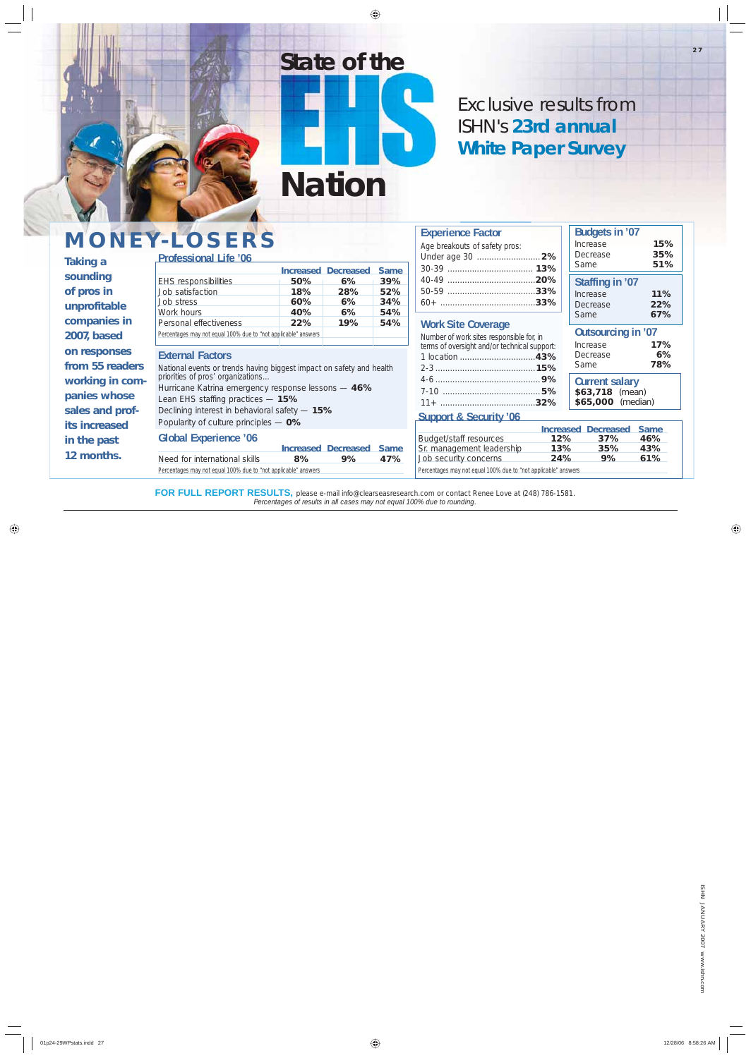# State of the EHS Nation

Exclusive results from ISHN's **23rd annual White Paper Survey**

## MONEY-LOSERS

**Taking a sounding of pros in unprofitable companies in 2007, based on responses from 55 readers working in companies whose sales and profits increased in the past 12 months.**

### Professional Life '06

| | Increased | Decreased | Same |
|---|---|---|---|
| EHS responsibilities | **50%** | **6%** | **39%** |
| Job satisfaction | **18%** | **28%** | **52%** |
| Job stress | **60%** | **6%** | **34%** |
| Work hours | **40%** | **6%** | **54%** |
| Personal effectiveness | **22%** | **19%** | **54%** |

Percentages may not equal 100% due to "not applicable" answers

### External Factors

National events or trends having biggest impact on safety and health priorities of pros' organizations...

Hurricane Katrina emergency response lessons — **46%**
Lean EHS staffing practices — **15%**
Declining interest in behavioral safety — **15%**
Popularity of culture principles — **0%**

### Global Experience '06

| | Increased | Decreased | Same |
|---|---|---|---|
| Need for international skills | **8%** | **9%** | **47%** |

Percentages may not equal 100% due to "not applicable" answers

### Experience Factor

Age breakouts of safety pros:

- Under age 30 .......... **2%**
- 30-39 .......... **13%**
- 40-49 .......... **20%**
- 50-59 .......... **33%**
- 60+ .......... **33%**

### Work Site Coverage

Number of work sites responsible for, in terms of oversight and/or technical support:

- 1 location .......... **43%**
- 2-3 .......... **15%**
- 4-6 .......... **9%**
- 7-10 .......... **5%**
- 11+ .......... **32%**

### Support & Security '06

| | Increased | Decreased | Same |
|---|---|---|---|
| Budget/staff resources | **12%** | **37%** | **46%** |
| Sr. management leadership | **13%** | **35%** | **43%** |
| Job security concerns | **24%** | **9%** | **61%** |

Percentages may not equal 100% due to "not applicable" answers

### Budgets in '07

| | |
|---|---|
| Increase | **15%** |
| Decrease | **35%** |
| Same | **51%** |

### Staffing in '07

| | |
|---|---|
| Increase | **11%** |
| Decrease | **22%** |
| Same | **67%** |

### Outsourcing in '07

| | |
|---|---|
| Increase | **17%** |
| Decrease | **6%** |
| Same | **78%** |

### Current salary

**$63,718** (mean)
**$65,000** (median)

**FOR FULL REPORT RESULTS,** please e-mail info@clearseasresearch.com or contact Renee Love at (248) 786-1581.
*Percentages of results in all cases may not equal 100% due to rounding.*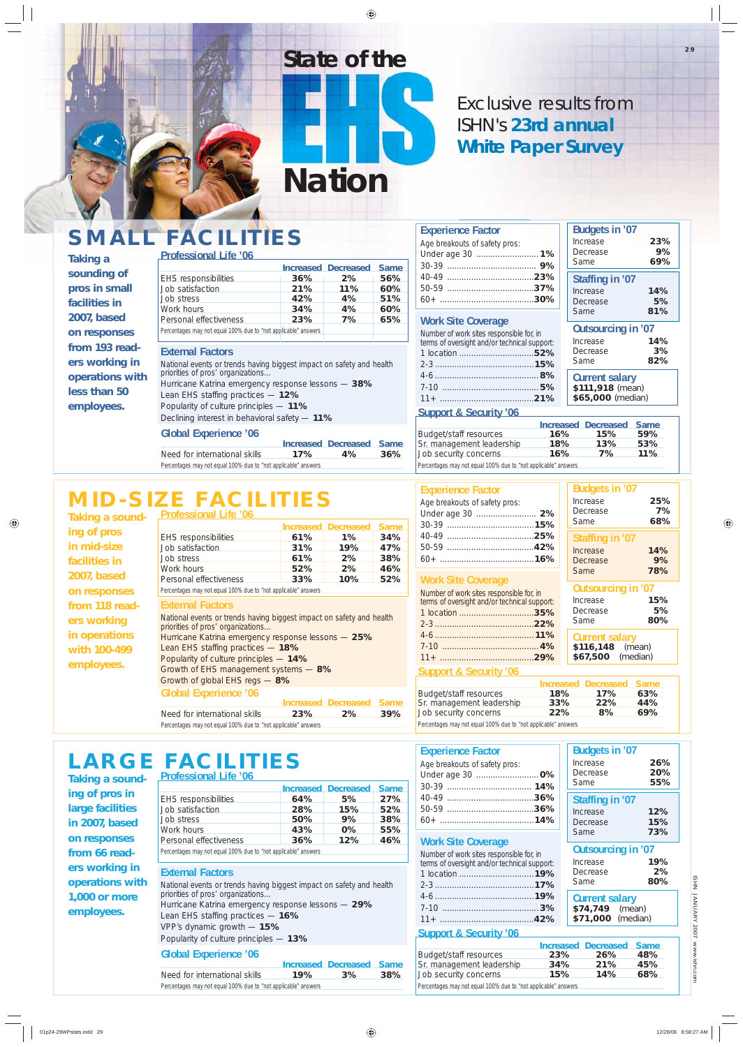# State of the EHS Nation

Exclusive results from ISHN's **23rd annual White Paper Survey**

## SMALL FACILITIES

**Taking a sounding of pros in small facilities in 2007, based on responses from 193 readers working in operations with less than 50 employees.**

### Professional Life '06

| | Increased | Decreased | Same |
|---|---|---|---|
| EHS responsibilities | 36% | 2% | 56% |
| Job satisfaction | 21% | 11% | 60% |
| Job stress | 42% | 4% | 51% |
| Work hours | 34% | 4% | 60% |
| Personal effectiveness | 23% | 7% | 65% |

Percentages may not equal 100% due to "not applicable" answers

### External Factors

National events or trends having biggest impact on safety and health priorities of pros' organizations...

- Hurricane Katrina emergency response lessons — **38%**
- Lean EHS staffing practices — **12%**
- Popularity of culture principles — **11%**
- Declining interest in behavioral safety — **11%**

### Global Experience '06

| | Increased | Decreased | Same |
|---|---|---|---|
| Need for international skills | 17% | 4% | 36% |

Percentages may not equal 100% due to "not applicable" answers

### Experience Factor

Age breakouts of safety pros:

- Under age 30 .......... **1%**
- 30-39 .......... **9%**
- 40-49 .......... **23%**
- 50-59 .......... **37%**
- 60+ .......... **30%**

### Work Site Coverage

Number of work sites responsible for, in terms of oversight and/or technical support:

- 1 location .......... **52%**
- 2-3 .......... **15%**
- 4-6 .......... **8%**
- 7-10 .......... **5%**
- 11+ .......... **21%**

### Budgets in '07

| | |
|---|---|
| Increase | 23% |
| Decrease | 9% |
| Same | 69% |

### Staffing in '07

| | |
|---|---|
| Increase | 14% |
| Decrease | 5% |
| Same | 81% |

### Outsourcing in '07

| | |
|---|---|
| Increase | 14% |
| Decrease | 3% |
| Same | 82% |

### Current salary

**$111,918** (mean)
**$65,000** (median)

### Support & Security '06

| | Increased | Decreased | Same |
|---|---|---|---|
| Budget/staff resources | 16% | 15% | 59% |
| Sr. management leadership | 18% | 13% | 53% |
| Job security concerns | 16% | 7% | 11% |

Percentages may not equal 100% due to "not applicable" answers

## MID-SIZE FACILITIES

**Taking a sounding of pros in mid-size facilities in 2007, based on responses from 118 readers working in operations with 100-499 employees.**

### Professional Life '06

| | Increased | Decreased | Same |
|---|---|---|---|
| EHS responsibilities | 61% | 1% | 34% |
| Job satisfaction | 31% | 19% | 47% |
| Job stress | 61% | 2% | 38% |
| Work hours | 52% | 2% | 46% |
| Personal effectiveness | 33% | 10% | 52% |

Percentages may not equal 100% due to "not applicable" answers

### External Factors

National events or trends having biggest impact on safety and health priorities of pros' organizations...

- Hurricane Katrina emergency response lessons — **25%**
- Lean EHS staffing practices — **18%**
- Popularity of culture principles — **14%**
- Growth of EHS management systems — **8%**
- Growth of global EHS regs — **8%**

### Global Experience '06

| | Increased | Decreased | Same |
|---|---|---|---|
| Need for international skills | 23% | 2% | 39% |

Percentages may not equal 100% due to "not applicable" answers

### Experience Factor

Age breakouts of safety pros:

- Under age 30 .......... **2%**
- 30-39 .......... **15%**
- 40-49 .......... **25%**
- 50-59 .......... **42%**
- 60+ .......... **16%**

### Work Site Coverage

Number of work sites responsible for, in terms of oversight and/or technical support:

- 1 location .......... **35%**
- 2-3 .......... **22%**
- 4-6 .......... **11%**
- 7-10 .......... **4%**
- 11+ .......... **29%**

### Budgets in '07

| | |
|---|---|
| Increase | 25% |
| Decrease | 7% |
| Same | 68% |

### Staffing in '07

| | |
|---|---|
| Increase | 14% |
| Decrease | 9% |
| Same | 78% |

### Outsourcing in '07

| | |
|---|---|
| Increase | 15% |
| Decrease | 5% |
| Same | 80% |

### Current salary

**$116,148** (mean)
**$67,500** (median)

### Support & Security '06

| | Increased | Decreased | Same |
|---|---|---|---|
| Budget/staff resources | 18% | 17% | 63% |
| Sr. management leadership | 33% | 22% | 44% |
| Job security concerns | 22% | 8% | 69% |

Percentages may not equal 100% due to "not applicable" answers

## LARGE FACILITIES

**Taking a sounding of pros in large facilities in 2007, based on responses from 66 readers working in operations with 1,000 or more employees.**

### Professional Life '06

| | Increased | Decreased | Same |
|---|---|---|---|
| EHS responsibilities | 64% | 5% | 27% |
| Job satisfaction | 28% | 15% | 52% |
| Job stress | 50% | 9% | 38% |
| Work hours | 43% | 0% | 55% |
| Personal effectiveness | 36% | 12% | 46% |

Percentages may not equal 100% due to "not applicable" answers

### External Factors

National events or trends having biggest impact on safety and health priorities of pros' organizations...

- Hurricane Katrina emergency response lessons — **29%**
- Lean EHS staffing practices — **16%**
- VPP's dynamic growth — **15%**
- Popularity of culture principles — **13%**

### Global Experience '06

| | Increased | Decreased | Same |
|---|---|---|---|
| Need for international skills | 19% | 3% | 38% |

Percentages may not equal 100% due to "not applicable" answers

### Experience Factor

Age breakouts of safety pros:

- Under age 30 .......... **0%**
- 30-39 .......... **14%**
- 40-49 .......... **36%**
- 50-59 .......... **36%**
- 60+ .......... **14%**

### Work Site Coverage

Number of work sites responsible for, in terms of oversight and/or technical support:

- 1 location .......... **19%**
- 2-3 .......... **17%**
- 4-6 .......... **19%**
- 7-10 .......... **3%**
- 11+ .......... **42%**

### Budgets in '07

| | |
|---|---|
| Increase | 26% |
| Decrease | 20% |
| Same | 55% |

### Staffing in '07

| | |
|---|---|
| Increase | 12% |
| Decrease | 15% |
| Same | 73% |

### Outsourcing in '07

| | |
|---|---|
| Increase | 19% |
| Decrease | 2% |
| Same | 80% |

### Current salary

**$74,749** (mean)
**$71,000** (median)

### Support & Security '06

| | Increased | Decreased | Same |
|---|---|---|---|
| Budget/staff resources | 23% | 26% | 48% |
| Sr. management leadership | 34% | 21% | 45% |
| Job security concerns | 15% | 14% | 68% |

Percentages may not equal 100% due to "not applicable" answers